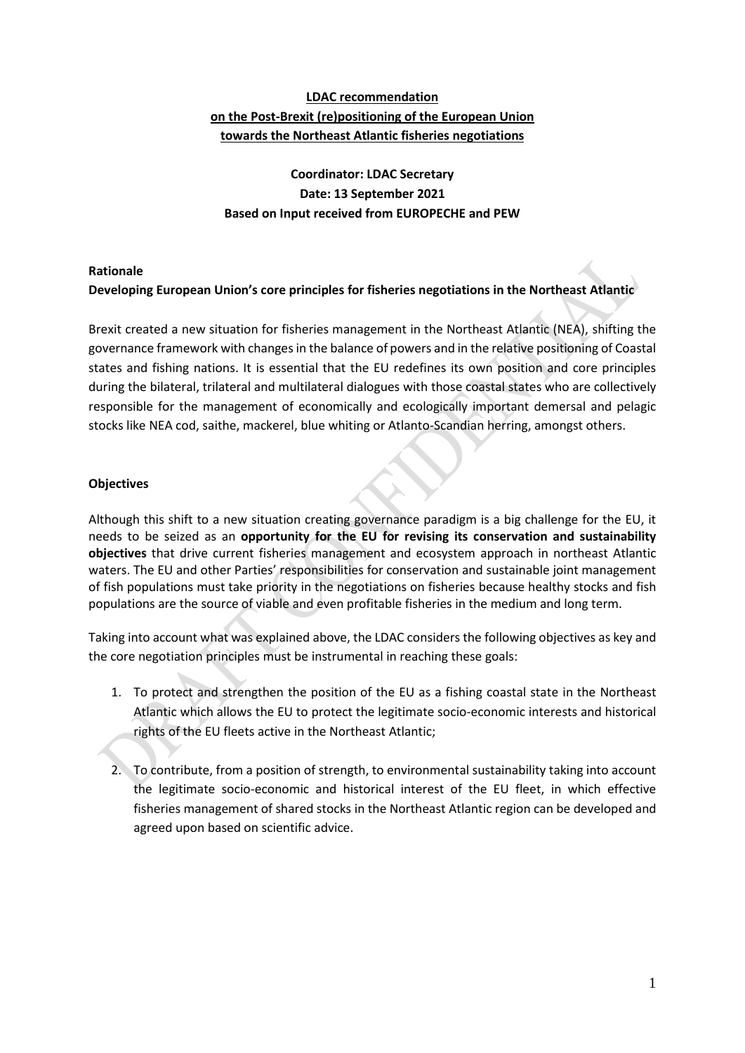**<u>LDAC recommendation</u>**
**<u>on the Post-Brexit (re)positioning of the European Union</u>**
**<u>towards the Northeast Atlantic fisheries negotiations</u>**

**Coordinator: LDAC Secretary**
**Date: 13 September 2021**
**Based on Input received from EUROPECHE and PEW**

**Rationale**

**Developing European Union's core principles for fisheries negotiations in the Northeast Atlantic**

Brexit created a new situation for fisheries management in the Northeast Atlantic (NEA), shifting the governance framework with changes in the balance of powers and in the relative positioning of Coastal states and fishing nations. It is essential that the EU redefines its own position and core principles during the bilateral, trilateral and multilateral dialogues with those coastal states who are collectively responsible for the management of economically and ecologically important demersal and pelagic stocks like NEA cod, saithe, mackerel, blue whiting or Atlanto-Scandian herring, amongst others.

**Objectives**

Although this shift to a new situation creating governance paradigm is a big challenge for the EU, it needs to be seized as an **opportunity for the EU for revising its conservation and sustainability objectives** that drive current fisheries management and ecosystem approach in northeast Atlantic waters. The EU and other Parties' responsibilities for conservation and sustainable joint management of fish populations must take priority in the negotiations on fisheries because healthy stocks and fish populations are the source of viable and even profitable fisheries in the medium and long term.

Taking into account what was explained above, the LDAC considers the following objectives as key and the core negotiation principles must be instrumental in reaching these goals:

1. To protect and strengthen the position of the EU as a fishing coastal state in the Northeast Atlantic which allows the EU to protect the legitimate socio-economic interests and historical rights of the EU fleets active in the Northeast Atlantic;

2. To contribute, from a position of strength, to environmental sustainability taking into account the legitimate socio-economic and historical interest of the EU fleet, in which effective fisheries management of shared stocks in the Northeast Atlantic region can be developed and agreed upon based on scientific advice.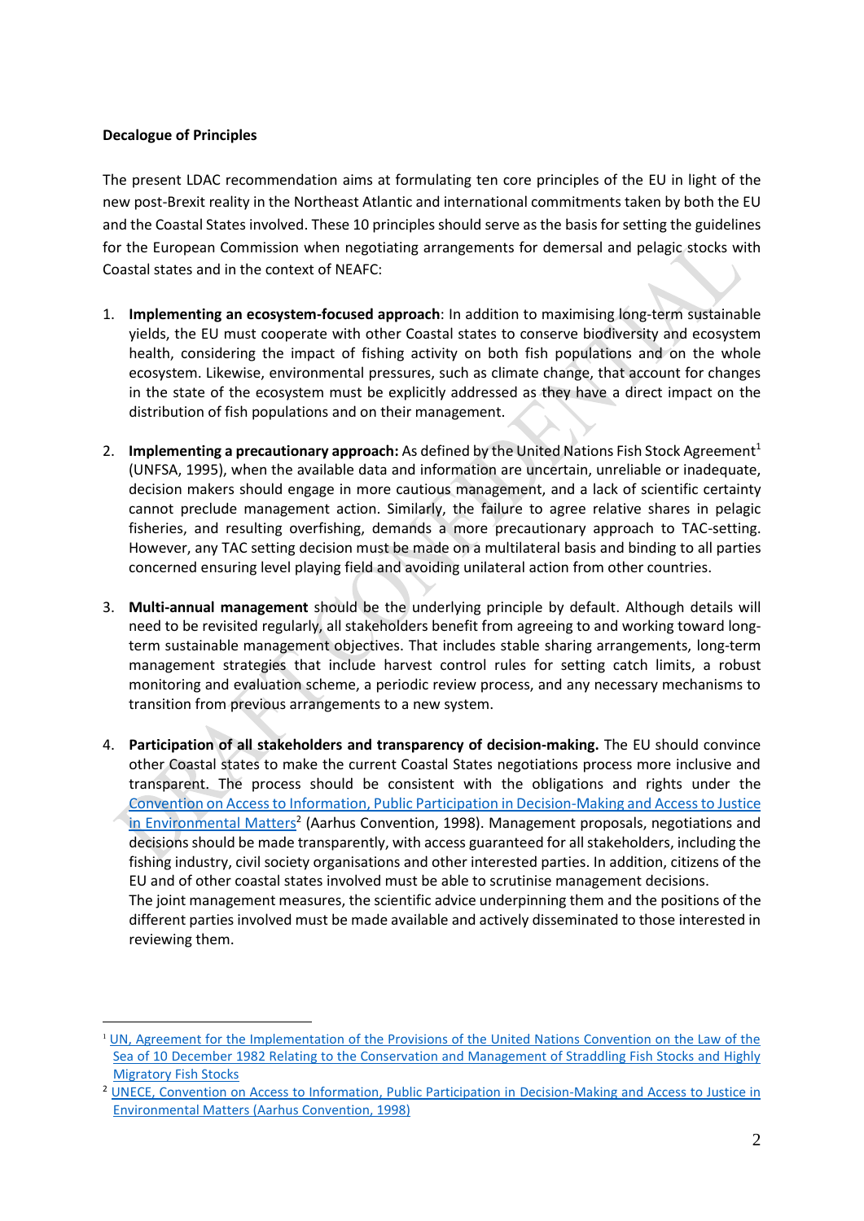**Decalogue of Principles**

The present LDAC recommendation aims at formulating ten core principles of the EU in light of the new post-Brexit reality in the Northeast Atlantic and international commitments taken by both the EU and the Coastal States involved. These 10 principles should serve as the basis for setting the guidelines for the European Commission when negotiating arrangements for demersal and pelagic stocks with Coastal states and in the context of NEAFC:

1. **Implementing an ecosystem-focused approach**: In addition to maximising long-term sustainable yields, the EU must cooperate with other Coastal states to conserve biodiversity and ecosystem health, considering the impact of fishing activity on both fish populations and on the whole ecosystem. Likewise, environmental pressures, such as climate change, that account for changes in the state of the ecosystem must be explicitly addressed as they have a direct impact on the distribution of fish populations and on their management.

2. **Implementing a precautionary approach:** As defined by the United Nations Fish Stock Agreement[1] (UNFSA, 1995), when the available data and information are uncertain, unreliable or inadequate, decision makers should engage in more cautious management, and a lack of scientific certainty cannot preclude management action. Similarly, the failure to agree relative shares in pelagic fisheries, and resulting overfishing, demands a more precautionary approach to TAC-setting. However, any TAC setting decision must be made on a multilateral basis and binding to all parties concerned ensuring level playing field and avoiding unilateral action from other countries.

3. **Multi-annual management** should be the underlying principle by default. Although details will need to be revisited regularly, all stakeholders benefit from agreeing to and working toward long-term sustainable management objectives. That includes stable sharing arrangements, long-term management strategies that include harvest control rules for setting catch limits, a robust monitoring and evaluation scheme, a periodic review process, and any necessary mechanisms to transition from previous arrangements to a new system.

4. **Participation of all stakeholders and transparency of decision-making.** The EU should convince other Coastal states to make the current Coastal States negotiations process more inclusive and transparent. The process should be consistent with the obligations and rights under the Convention on Access to Information, Public Participation in Decision-Making and Access to Justice in Environmental Matters[2] (Aarhus Convention, 1998). Management proposals, negotiations and decisions should be made transparently, with access guaranteed for all stakeholders, including the fishing industry, civil society organisations and other interested parties. In addition, citizens of the EU and of other coastal states involved must be able to scrutinise management decisions.
   The joint management measures, the scientific advice underpinning them and the positions of the different parties involved must be made available and actively disseminated to those interested in reviewing them.

---

[1] UN, Agreement for the Implementation of the Provisions of the United Nations Convention on the Law of the Sea of 10 December 1982 Relating to the Conservation and Management of Straddling Fish Stocks and Highly Migratory Fish Stocks

[2] UNECE, Convention on Access to Information, Public Participation in Decision-Making and Access to Justice in Environmental Matters (Aarhus Convention, 1998)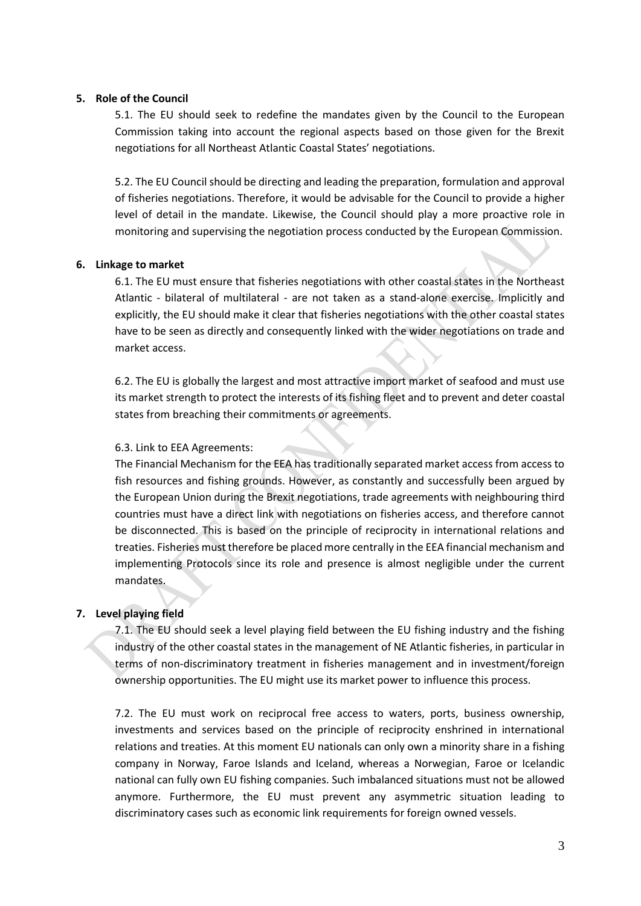## 5. Role of the Council

5.1. The EU should seek to redefine the mandates given by the Council to the European Commission taking into account the regional aspects based on those given for the Brexit negotiations for all Northeast Atlantic Coastal States' negotiations.

5.2. The EU Council should be directing and leading the preparation, formulation and approval of fisheries negotiations. Therefore, it would be advisable for the Council to provide a higher level of detail in the mandate. Likewise, the Council should play a more proactive role in monitoring and supervising the negotiation process conducted by the European Commission.

## 6. Linkage to market

6.1. The EU must ensure that fisheries negotiations with other coastal states in the Northeast Atlantic - bilateral of multilateral - are not taken as a stand-alone exercise. Implicitly and explicitly, the EU should make it clear that fisheries negotiations with the other coastal states have to be seen as directly and consequently linked with the wider negotiations on trade and market access.

6.2. The EU is globally the largest and most attractive import market of seafood and must use its market strength to protect the interests of its fishing fleet and to prevent and deter coastal states from breaching their commitments or agreements.

6.3. Link to EEA Agreements:

The Financial Mechanism for the EEA has traditionally separated market access from access to fish resources and fishing grounds. However, as constantly and successfully been argued by the European Union during the Brexit negotiations, trade agreements with neighbouring third countries must have a direct link with negotiations on fisheries access, and therefore cannot be disconnected. This is based on the principle of reciprocity in international relations and treaties. Fisheries must therefore be placed more centrally in the EEA financial mechanism and implementing Protocols since its role and presence is almost negligible under the current mandates.

## 7. Level playing field

7.1. The EU should seek a level playing field between the EU fishing industry and the fishing industry of the other coastal states in the management of NE Atlantic fisheries, in particular in terms of non-discriminatory treatment in fisheries management and in investment/foreign ownership opportunities. The EU might use its market power to influence this process.

7.2. The EU must work on reciprocal free access to waters, ports, business ownership, investments and services based on the principle of reciprocity enshrined in international relations and treaties. At this moment EU nationals can only own a minority share in a fishing company in Norway, Faroe Islands and Iceland, whereas a Norwegian, Faroe or Icelandic national can fully own EU fishing companies. Such imbalanced situations must not be allowed anymore. Furthermore, the EU must prevent any asymmetric situation leading to discriminatory cases such as economic link requirements for foreign owned vessels.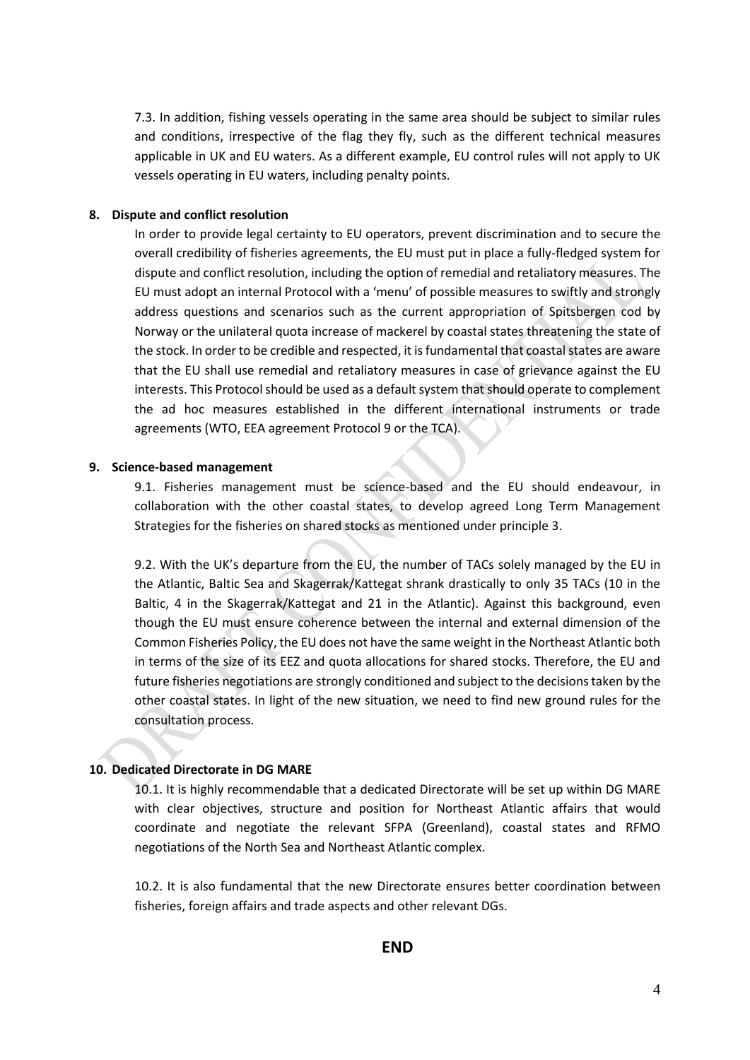7.3. In addition, fishing vessels operating in the same area should be subject to similar rules and conditions, irrespective of the flag they fly, such as the different technical measures applicable in UK and EU waters. As a different example, EU control rules will not apply to UK vessels operating in EU waters, including penalty points.

## 8. Dispute and conflict resolution

In order to provide legal certainty to EU operators, prevent discrimination and to secure the overall credibility of fisheries agreements, the EU must put in place a fully-fledged system for dispute and conflict resolution, including the option of remedial and retaliatory measures. The EU must adopt an internal Protocol with a 'menu' of possible measures to swiftly and strongly address questions and scenarios such as the current appropriation of Spitsbergen cod by Norway or the unilateral quota increase of mackerel by coastal states threatening the state of the stock. In order to be credible and respected, it is fundamental that coastal states are aware that the EU shall use remedial and retaliatory measures in case of grievance against the EU interests. This Protocol should be used as a default system that should operate to complement the ad hoc measures established in the different international instruments or trade agreements (WTO, EEA agreement Protocol 9 or the TCA).

## 9. Science-based management

9.1. Fisheries management must be science-based and the EU should endeavour, in collaboration with the other coastal states, to develop agreed Long Term Management Strategies for the fisheries on shared stocks as mentioned under principle 3.

9.2. With the UK's departure from the EU, the number of TACs solely managed by the EU in the Atlantic, Baltic Sea and Skagerrak/Kattegat shrank drastically to only 35 TACs (10 in the Baltic, 4 in the Skagerrak/Kattegat and 21 in the Atlantic). Against this background, even though the EU must ensure coherence between the internal and external dimension of the Common Fisheries Policy, the EU does not have the same weight in the Northeast Atlantic both in terms of the size of its EEZ and quota allocations for shared stocks. Therefore, the EU and future fisheries negotiations are strongly conditioned and subject to the decisions taken by the other coastal states. In light of the new situation, we need to find new ground rules for the consultation process.

## 10. Dedicated Directorate in DG MARE

10.1. It is highly recommendable that a dedicated Directorate will be set up within DG MARE with clear objectives, structure and position for Northeast Atlantic affairs that would coordinate and negotiate the relevant SFPA (Greenland), coastal states and RFMO negotiations of the North Sea and Northeast Atlantic complex.

10.2. It is also fundamental that the new Directorate ensures better coordination between fisheries, foreign affairs and trade aspects and other relevant DGs.

**END**